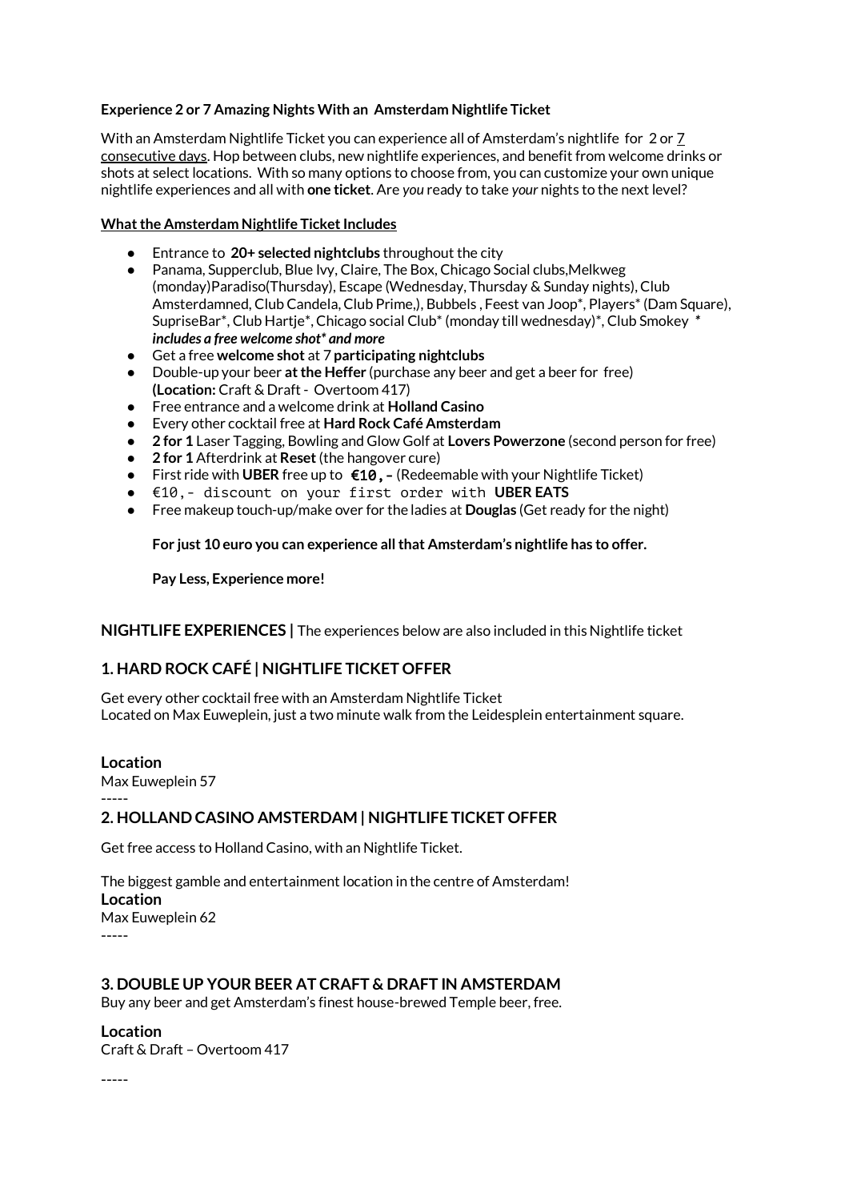**Experience 2 or 7 Amazing Nights With an Amsterdam Nightlife Ticket**

With an Amsterdam Nightlife Ticket you can experience all of Amsterdam's nightlife for 2 or 7 consecutive days. Hop between clubs, new nightlife experiences, and benefit from welcome drinks or shots at select locations. With so many options to choose from, you can customize your own unique nightlife experiences and all with **one ticket**. Are *you* ready to take *your* nights to the next level?

**What the Amsterdam Nightlife Ticket Includes**

- Entrance to **20+ selected nightclubs** throughout the city
- Panama, Supperclub, Blue Ivy, Claire, The Box, Chicago Social clubs,Melkweg (monday)Paradiso(Thursday), Escape (Wednesday, Thursday & Sunday nights), Club Amsterdamned, Club Candela, Club Prime,), Bubbels , Feest van Joop*, Players* (Dam Square), SupriseBar*, Club Hartje*, Chicago social Club* (monday till wednesday)*, Club Smokey * ***includes a free welcome shot* and more***
- Get a free **welcome shot** at 7 **participating nightclubs**
- Double-up your beer **at the Heffer** (purchase any beer and get a beer for free) **(Location:** Craft & Draft - Overtoom 417)
- Free entrance and a welcome drink at **Holland Casino**
- Every other cocktail free at **Hard Rock Café Amsterdam**
- **2 for 1** Laser Tagging, Bowling and Glow Golf at **Lovers Powerzone** (second person for free)
- **2 for 1** Afterdrink at **Reset** (the hangover cure)
- First ride with **UBER** free up to **€10,-** (Redeemable with your Nightlife Ticket)
- €10,- discount on your first order with **UBER EATS**
- Free makeup touch-up/make over for the ladies at **Douglas** (Get ready for the night)

**For just 10 euro you can experience all that Amsterdam's nightlife has to offer.**

**Pay Less, Experience more!**

**NIGHTLIFE EXPERIENCES |** The experiences below are also included in this Nightlife ticket

## 1. HARD ROCK CAFÉ | NIGHTLIFE TICKET OFFER

Get every other cocktail free with an Amsterdam Nightlife Ticket
Located on Max Euweplein, just a two minute walk from the Leidesplein entertainment square.

**Location**
Max Euweplein 57

-----

## 2. HOLLAND CASINO AMSTERDAM | NIGHTLIFE TICKET OFFER

Get free access to Holland Casino, with an Nightlife Ticket.

The biggest gamble and entertainment location in the centre of Amsterdam!

**Location**
Max Euweplein 62

-----

## 3. DOUBLE UP YOUR BEER AT CRAFT & DRAFT IN AMSTERDAM

Buy any beer and get Amsterdam's finest house-brewed Temple beer, free.

**Location**
Craft & Draft – Overtoom 417

-----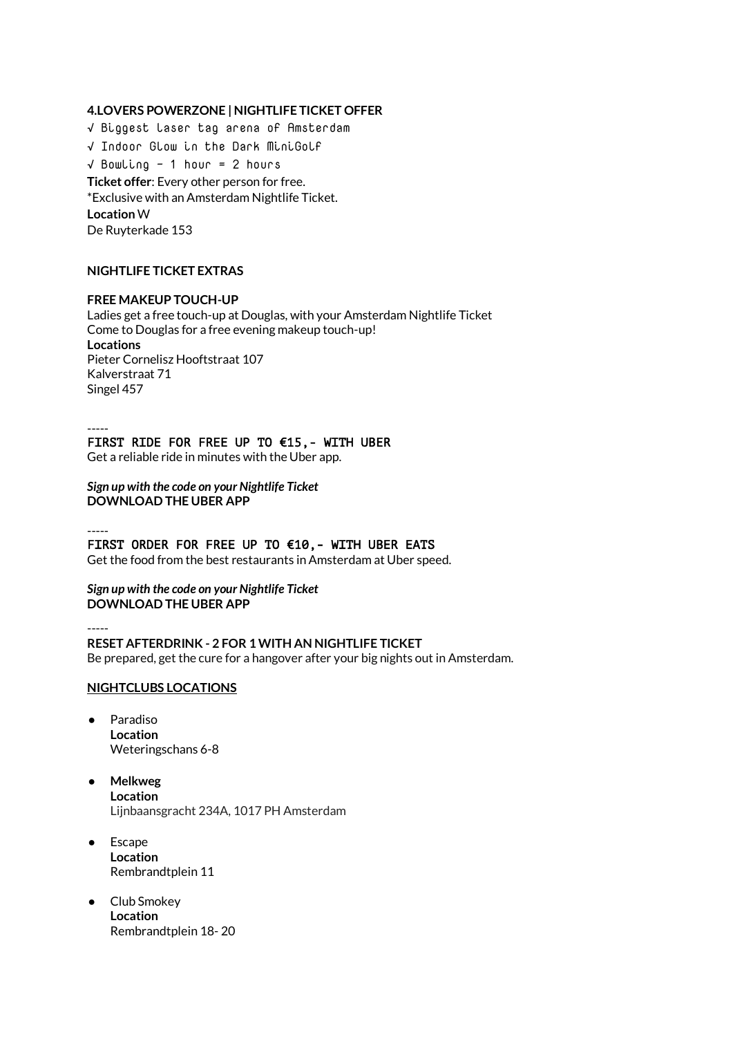**4.LOVERS POWERZONE | NIGHTLIFE TICKET OFFER**

√ Biggest laser tag arena of Amsterdam

√ Indoor Glow in the Dark MiniGolf

√ Bowling - 1 hour = 2 hours

**Ticket offer**: Every other person for free.

*Exclusive with an Amsterdam Nightlife Ticket.

**Location** W

De Ruyterkade 153

**NIGHTLIFE TICKET EXTRAS**

**FREE MAKEUP TOUCH-UP**

Ladies get a free touch-up at Douglas, with your Amsterdam Nightlife Ticket

Come to Douglas for a free evening makeup touch-up!

**Locations**

Pieter Cornelisz Hooftstraat 107

Kalverstraat 71

Singel 457

-----

FIRST RIDE FOR FREE UP TO €15,- WITH UBER

Get a reliable ride in minutes with the Uber app.

***Sign up with the code on your Nightlife Ticket***

**DOWNLOAD THE UBER APP**

-----

FIRST ORDER FOR FREE UP TO €10,- WITH UBER EATS

Get the food from the best restaurants in Amsterdam at Uber speed.

***Sign up with the code on your Nightlife Ticket***

**DOWNLOAD THE UBER APP**

-----

**RESET AFTERDRINK - 2 FOR 1 WITH AN NIGHTLIFE TICKET**

Be prepared, get the cure for a hangover after your big nights out in Amsterdam.

**NIGHTCLUBS LOCATIONS**

- Paradiso
  **Location**
  Weteringschans 6-8

- **Melkweg**
  **Location**
  Lijnbaansgracht 234A, 1017 PH Amsterdam

- Escape
  **Location**
  Rembrandtplein 11

- Club Smokey
  **Location**
  Rembrandtplein 18- 20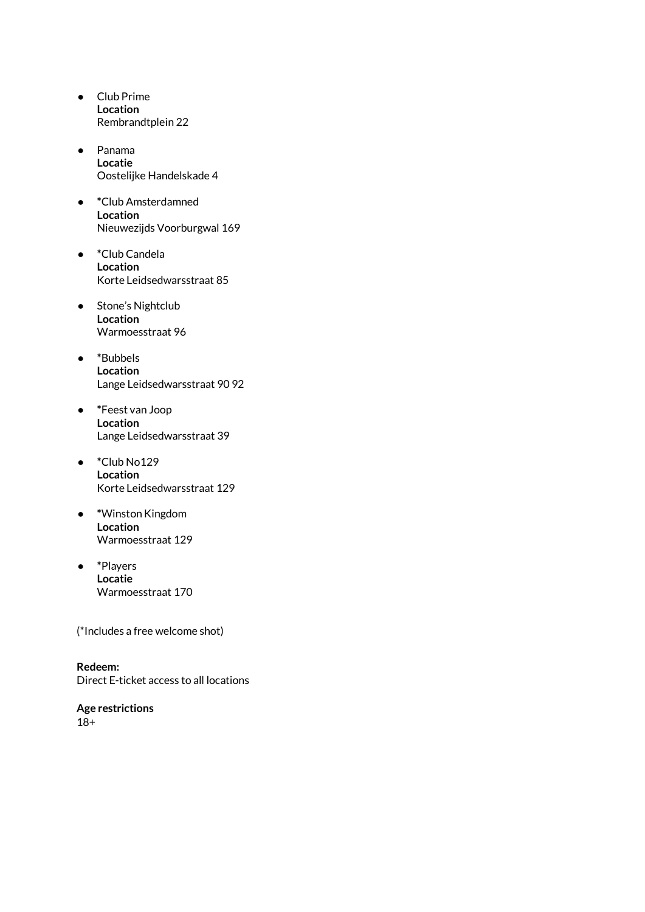- Club Prime
  **Location**
  Rembrandtplein 22

- Panama
  **Locatie**
  Oostelijke Handelskade 4

- *Club Amsterdamned
  **Location**
  Nieuwezijds Voorburgwal 169

- *Club Candela
  **Location**
  Korte Leidsedwarsstraat 85

- Stone's Nightclub
  **Location**
  Warmoesstraat 96

- *Bubbels
  **Location**
  Lange Leidsedwarsstraat 90 92

- *Feest van Joop
  **Location**
  Lange Leidsedwarsstraat 39

- *Club No129
  **Location**
  Korte Leidsedwarsstraat 129

- *Winston Kingdom
  **Location**
  Warmoesstraat 129

- *Players
  **Locatie**
  Warmoesstraat 170

(*Includes a free welcome shot)

**Redeem:**
Direct E-ticket access to all locations

**Age restrictions**
18+